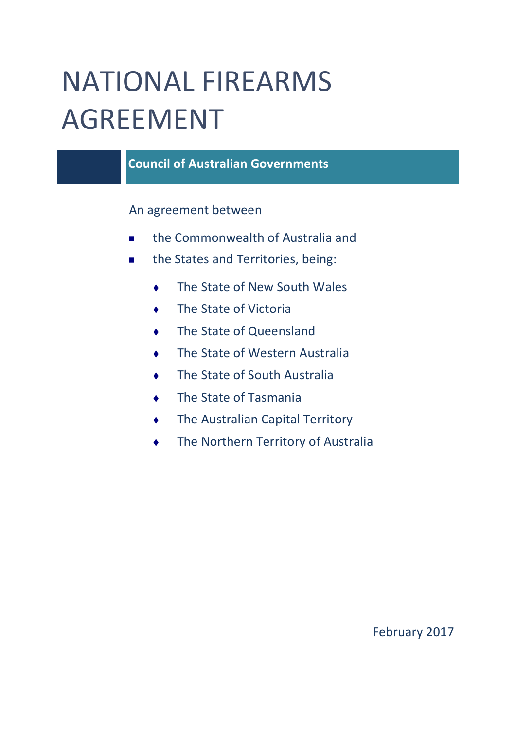# NATIONAL FIREARMS AGREEMENT

## Council of Australian Governments

An agreement between

- the Commonwealth of Australia and
- the States and Territories, being:
  - The State of New South Wales
  - The State of Victoria
  - The State of Queensland
  - The State of Western Australia
  - The State of South Australia
  - The State of Tasmania
  - The Australian Capital Territory
  - The Northern Territory of Australia

February 2017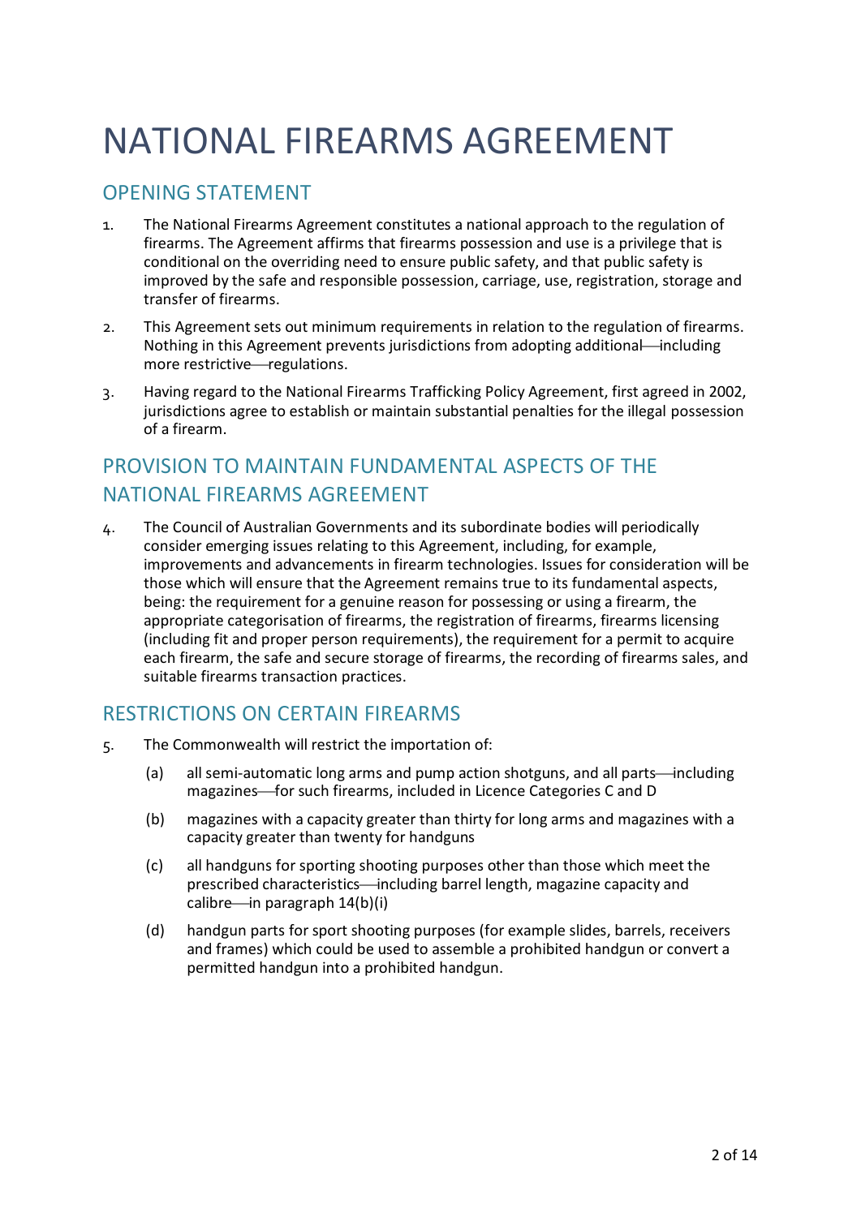# NATIONAL FIREARMS AGREEMENT

## OPENING STATEMENT

1. The National Firearms Agreement constitutes a national approach to the regulation of firearms. The Agreement affirms that firearms possession and use is a privilege that is conditional on the overriding need to ensure public safety, and that public safety is improved by the safe and responsible possession, carriage, use, registration, storage and transfer of firearms.

2. This Agreement sets out minimum requirements in relation to the regulation of firearms. Nothing in this Agreement prevents jurisdictions from adopting additional—including more restrictive—regulations.

3. Having regard to the National Firearms Trafficking Policy Agreement, first agreed in 2002, jurisdictions agree to establish or maintain substantial penalties for the illegal possession of a firearm.

## PROVISION TO MAINTAIN FUNDAMENTAL ASPECTS OF THE NATIONAL FIREARMS AGREEMENT

4. The Council of Australian Governments and its subordinate bodies will periodically consider emerging issues relating to this Agreement, including, for example, improvements and advancements in firearm technologies. Issues for consideration will be those which will ensure that the Agreement remains true to its fundamental aspects, being: the requirement for a genuine reason for possessing or using a firearm, the appropriate categorisation of firearms, the registration of firearms, firearms licensing (including fit and proper person requirements), the requirement for a permit to acquire each firearm, the safe and secure storage of firearms, the recording of firearms sales, and suitable firearms transaction practices.

## RESTRICTIONS ON CERTAIN FIREARMS

5. The Commonwealth will restrict the importation of:

   (a) all semi-automatic long arms and pump action shotguns, and all parts—including magazines—for such firearms, included in Licence Categories C and D

   (b) magazines with a capacity greater than thirty for long arms and magazines with a capacity greater than twenty for handguns

   (c) all handguns for sporting shooting purposes other than those which meet the prescribed characteristics—including barrel length, magazine capacity and calibre—in paragraph 14(b)(i)

   (d) handgun parts for sport shooting purposes (for example slides, barrels, receivers and frames) which could be used to assemble a prohibited handgun or convert a permitted handgun into a prohibited handgun.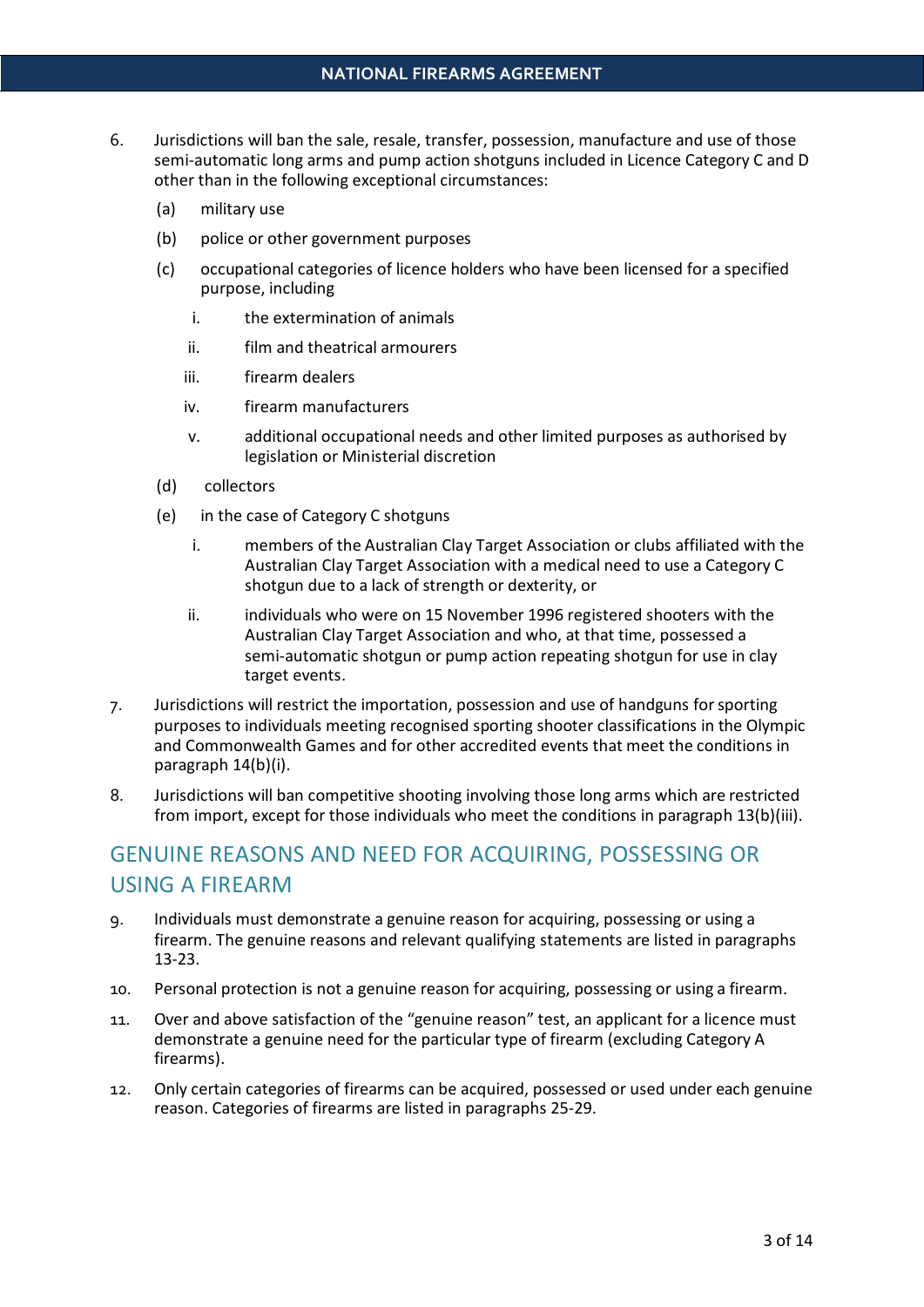6. Jurisdictions will ban the sale, resale, transfer, possession, manufacture and use of those semi-automatic long arms and pump action shotguns included in Licence Category C and D other than in the following exceptional circumstances:

   (a) military use

   (b) police or other government purposes

   (c) occupational categories of licence holders who have been licensed for a specified purpose, including

      i. the extermination of animals

      ii. film and theatrical armourers

      iii. firearm dealers

      iv. firearm manufacturers

      v. additional occupational needs and other limited purposes as authorised by legislation or Ministerial discretion

   (d) collectors

   (e) in the case of Category C shotguns

      i. members of the Australian Clay Target Association or clubs affiliated with the Australian Clay Target Association with a medical need to use a Category C shotgun due to a lack of strength or dexterity, or

      ii. individuals who were on 15 November 1996 registered shooters with the Australian Clay Target Association and who, at that time, possessed a semi-automatic shotgun or pump action repeating shotgun for use in clay target events.

7. Jurisdictions will restrict the importation, possession and use of handguns for sporting purposes to individuals meeting recognised sporting shooter classifications in the Olympic and Commonwealth Games and for other accredited events that meet the conditions in paragraph 14(b)(i).

8. Jurisdictions will ban competitive shooting involving those long arms which are restricted from import, except for those individuals who meet the conditions in paragraph 13(b)(iii).

## GENUINE REASONS AND NEED FOR ACQUIRING, POSSESSING OR USING A FIREARM

9. Individuals must demonstrate a genuine reason for acquiring, possessing or using a firearm. The genuine reasons and relevant qualifying statements are listed in paragraphs 13-23.

10. Personal protection is not a genuine reason for acquiring, possessing or using a firearm.

11. Over and above satisfaction of the "genuine reason" test, an applicant for a licence must demonstrate a genuine need for the particular type of firearm (excluding Category A firearms).

12. Only certain categories of firearms can be acquired, possessed or used under each genuine reason. Categories of firearms are listed in paragraphs 25-29.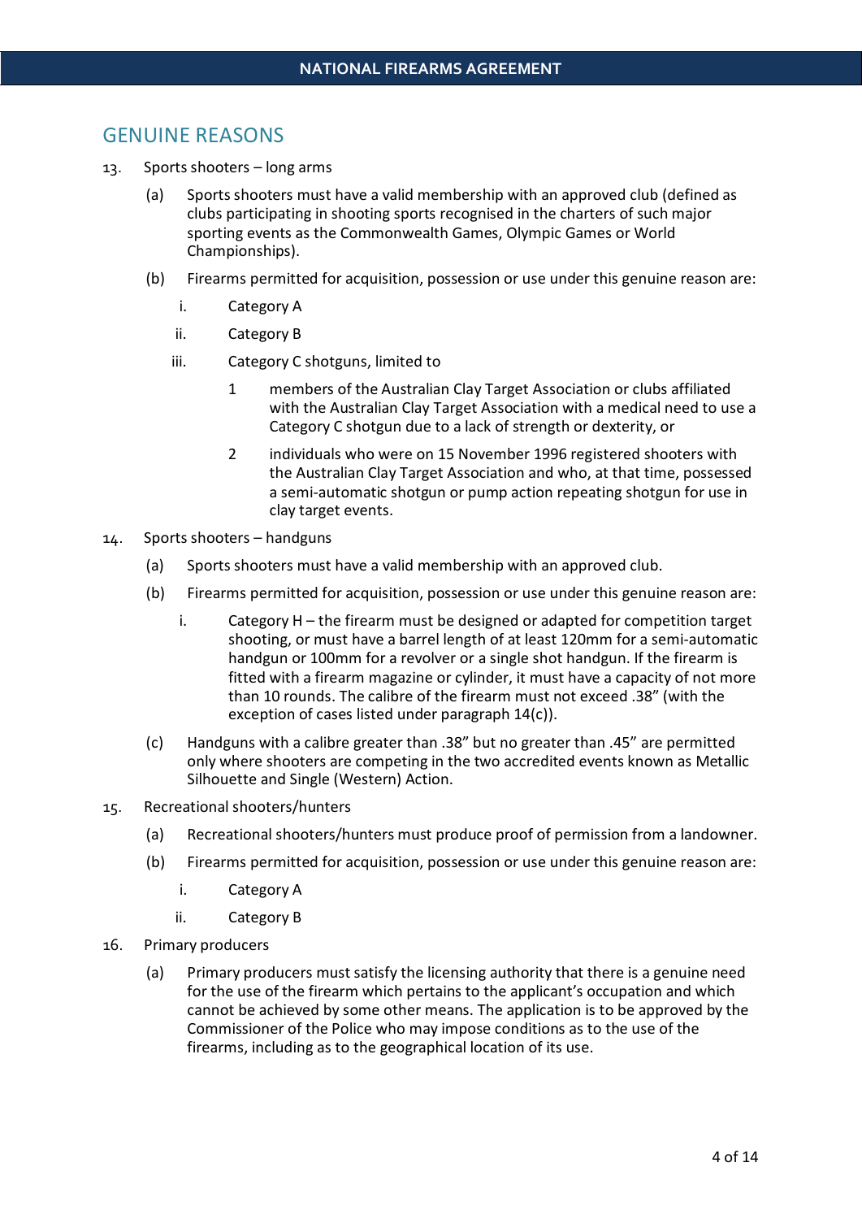## GENUINE REASONS

13. Sports shooters – long arms

    (a) Sports shooters must have a valid membership with an approved club (defined as clubs participating in shooting sports recognised in the charters of such major sporting events as the Commonwealth Games, Olympic Games or World Championships).

    (b) Firearms permitted for acquisition, possession or use under this genuine reason are:

    i. Category A

    ii. Category B

    iii. Category C shotguns, limited to

    1 members of the Australian Clay Target Association or clubs affiliated with the Australian Clay Target Association with a medical need to use a Category C shotgun due to a lack of strength or dexterity, or

    2 individuals who were on 15 November 1996 registered shooters with the Australian Clay Target Association and who, at that time, possessed a semi-automatic shotgun or pump action repeating shotgun for use in clay target events.

14. Sports shooters – handguns

    (a) Sports shooters must have a valid membership with an approved club.

    (b) Firearms permitted for acquisition, possession or use under this genuine reason are:

    i. Category H – the firearm must be designed or adapted for competition target shooting, or must have a barrel length of at least 120mm for a semi-automatic handgun or 100mm for a revolver or a single shot handgun. If the firearm is fitted with a firearm magazine or cylinder, it must have a capacity of not more than 10 rounds. The calibre of the firearm must not exceed .38" (with the exception of cases listed under paragraph 14(c)).

    (c) Handguns with a calibre greater than .38" but no greater than .45" are permitted only where shooters are competing in the two accredited events known as Metallic Silhouette and Single (Western) Action.

15. Recreational shooters/hunters

    (a) Recreational shooters/hunters must produce proof of permission from a landowner.

    (b) Firearms permitted for acquisition, possession or use under this genuine reason are:

    i. Category A

    ii. Category B

16. Primary producers

    (a) Primary producers must satisfy the licensing authority that there is a genuine need for the use of the firearm which pertains to the applicant's occupation and which cannot be achieved by some other means. The application is to be approved by the Commissioner of the Police who may impose conditions as to the use of the firearms, including as to the geographical location of its use.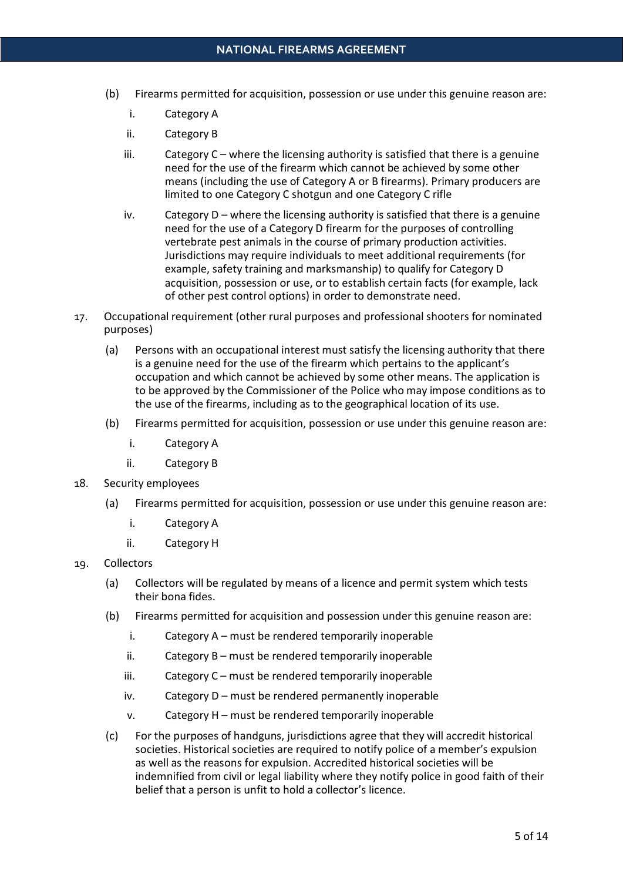(b) Firearms permitted for acquisition, possession or use under this genuine reason are:

   i. Category A

   ii. Category B

   iii. Category C – where the licensing authority is satisfied that there is a genuine need for the use of the firearm which cannot be achieved by some other means (including the use of Category A or B firearms). Primary producers are limited to one Category C shotgun and one Category C rifle

   iv. Category D – where the licensing authority is satisfied that there is a genuine need for the use of a Category D firearm for the purposes of controlling vertebrate pest animals in the course of primary production activities. Jurisdictions may require individuals to meet additional requirements (for example, safety training and marksmanship) to qualify for Category D acquisition, possession or use, or to establish certain facts (for example, lack of other pest control options) in order to demonstrate need.

17. Occupational requirement (other rural purposes and professional shooters for nominated purposes)

   (a) Persons with an occupational interest must satisfy the licensing authority that there is a genuine need for the use of the firearm which pertains to the applicant's occupation and which cannot be achieved by some other means. The application is to be approved by the Commissioner of the Police who may impose conditions as to the use of the firearms, including as to the geographical location of its use.

   (b) Firearms permitted for acquisition, possession or use under this genuine reason are:

      i. Category A

      ii. Category B

18. Security employees

   (a) Firearms permitted for acquisition, possession or use under this genuine reason are:

      i. Category A

      ii. Category H

19. Collectors

   (a) Collectors will be regulated by means of a licence and permit system which tests their bona fides.

   (b) Firearms permitted for acquisition and possession under this genuine reason are:

      i. Category A – must be rendered temporarily inoperable

      ii. Category B – must be rendered temporarily inoperable

      iii. Category C – must be rendered temporarily inoperable

      iv. Category D – must be rendered permanently inoperable

      v. Category H – must be rendered temporarily inoperable

   (c) For the purposes of handguns, jurisdictions agree that they will accredit historical societies. Historical societies are required to notify police of a member's expulsion as well as the reasons for expulsion. Accredited historical societies will be indemnified from civil or legal liability where they notify police in good faith of their belief that a person is unfit to hold a collector's licence.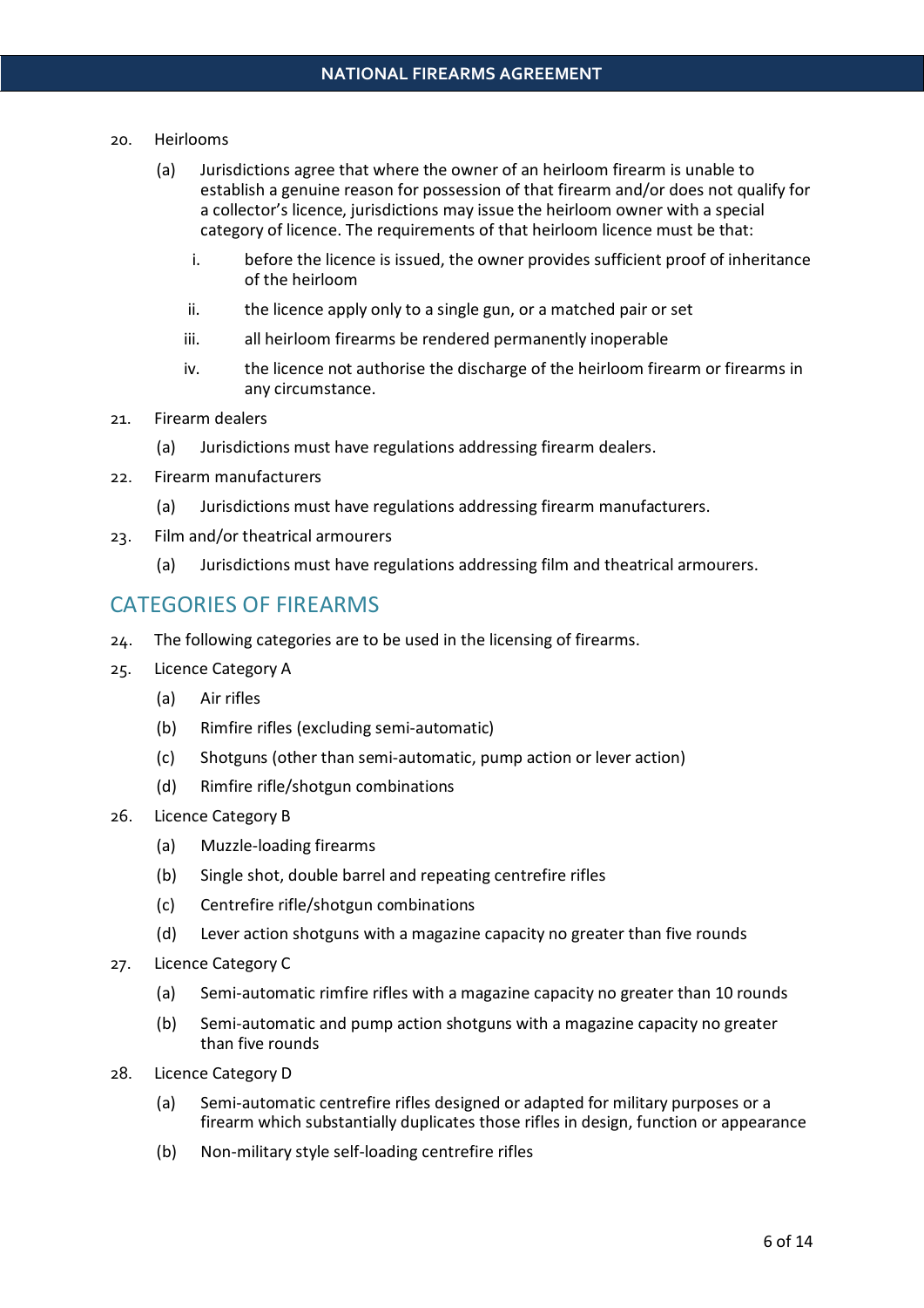20. Heirlooms

    (a) Jurisdictions agree that where the owner of an heirloom firearm is unable to establish a genuine reason for possession of that firearm and/or does not qualify for a collector's licence, jurisdictions may issue the heirloom owner with a special category of licence. The requirements of that heirloom licence must be that:

        i. before the licence is issued, the owner provides sufficient proof of inheritance of the heirloom

        ii. the licence apply only to a single gun, or a matched pair or set

        iii. all heirloom firearms be rendered permanently inoperable

        iv. the licence not authorise the discharge of the heirloom firearm or firearms in any circumstance.

21. Firearm dealers

    (a) Jurisdictions must have regulations addressing firearm dealers.

22. Firearm manufacturers

    (a) Jurisdictions must have regulations addressing firearm manufacturers.

23. Film and/or theatrical armourers

    (a) Jurisdictions must have regulations addressing film and theatrical armourers.

## CATEGORIES OF FIREARMS

24. The following categories are to be used in the licensing of firearms.

25. Licence Category A

    (a) Air rifles

    (b) Rimfire rifles (excluding semi-automatic)

    (c) Shotguns (other than semi-automatic, pump action or lever action)

    (d) Rimfire rifle/shotgun combinations

26. Licence Category B

    (a) Muzzle-loading firearms

    (b) Single shot, double barrel and repeating centrefire rifles

    (c) Centrefire rifle/shotgun combinations

    (d) Lever action shotguns with a magazine capacity no greater than five rounds

27. Licence Category C

    (a) Semi-automatic rimfire rifles with a magazine capacity no greater than 10 rounds

    (b) Semi-automatic and pump action shotguns with a magazine capacity no greater than five rounds

28. Licence Category D

    (a) Semi-automatic centrefire rifles designed or adapted for military purposes or a firearm which substantially duplicates those rifles in design, function or appearance

    (b) Non-military style self-loading centrefire rifles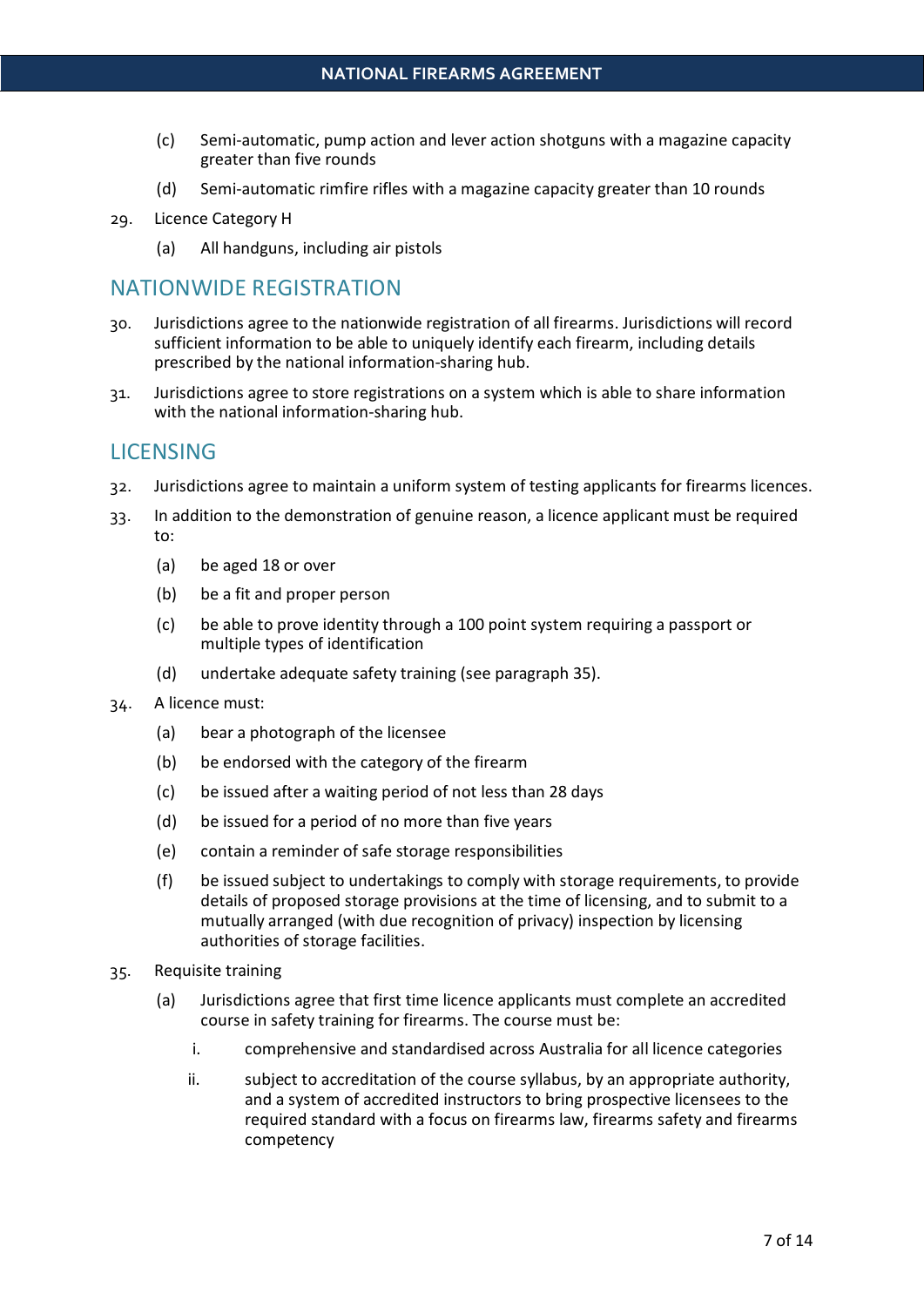(c) Semi-automatic, pump action and lever action shotguns with a magazine capacity greater than five rounds

(d) Semi-automatic rimfire rifles with a magazine capacity greater than 10 rounds

29. Licence Category H

(a) All handguns, including air pistols

## NATIONWIDE REGISTRATION

30. Jurisdictions agree to the nationwide registration of all firearms. Jurisdictions will record sufficient information to be able to uniquely identify each firearm, including details prescribed by the national information-sharing hub.

31. Jurisdictions agree to store registrations on a system which is able to share information with the national information-sharing hub.

## LICENSING

32. Jurisdictions agree to maintain a uniform system of testing applicants for firearms licences.

33. In addition to the demonstration of genuine reason, a licence applicant must be required to:

(a) be aged 18 or over

(b) be a fit and proper person

(c) be able to prove identity through a 100 point system requiring a passport or multiple types of identification

(d) undertake adequate safety training (see paragraph 35).

34. A licence must:

(a) bear a photograph of the licensee

(b) be endorsed with the category of the firearm

(c) be issued after a waiting period of not less than 28 days

(d) be issued for a period of no more than five years

(e) contain a reminder of safe storage responsibilities

(f) be issued subject to undertakings to comply with storage requirements, to provide details of proposed storage provisions at the time of licensing, and to submit to a mutually arranged (with due recognition of privacy) inspection by licensing authorities of storage facilities.

35. Requisite training

(a) Jurisdictions agree that first time licence applicants must complete an accredited course in safety training for firearms. The course must be:

i. comprehensive and standardised across Australia for all licence categories

ii. subject to accreditation of the course syllabus, by an appropriate authority, and a system of accredited instructors to bring prospective licensees to the required standard with a focus on firearms law, firearms safety and firearms competency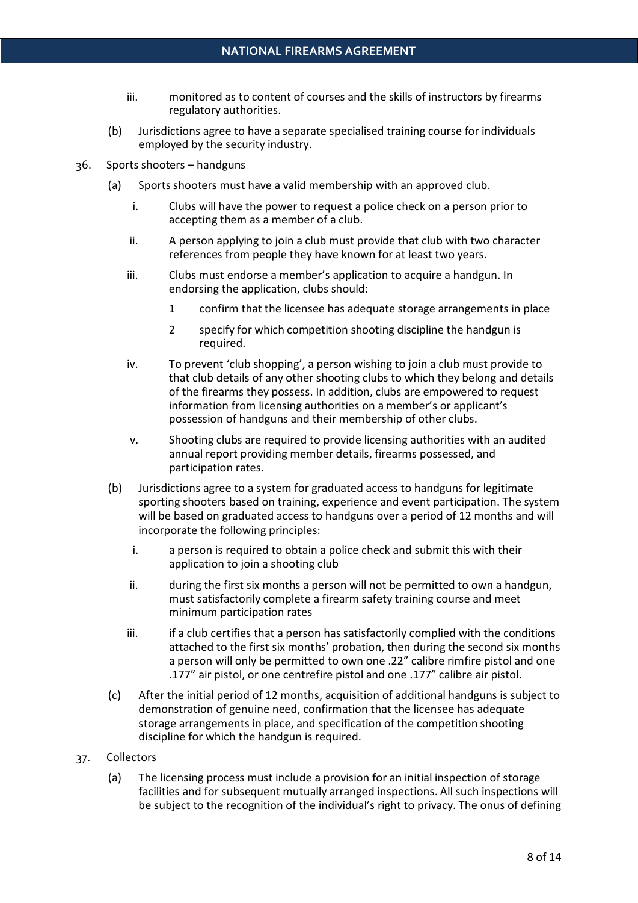iii. monitored as to content of courses and the skills of instructors by firearms regulatory authorities.

(b) Jurisdictions agree to have a separate specialised training course for individuals employed by the security industry.

36. Sports shooters – handguns

(a) Sports shooters must have a valid membership with an approved club.

i. Clubs will have the power to request a police check on a person prior to accepting them as a member of a club.

ii. A person applying to join a club must provide that club with two character references from people they have known for at least two years.

iii. Clubs must endorse a member's application to acquire a handgun. In endorsing the application, clubs should:

1 confirm that the licensee has adequate storage arrangements in place

2 specify for which competition shooting discipline the handgun is required.

iv. To prevent 'club shopping', a person wishing to join a club must provide to that club details of any other shooting clubs to which they belong and details of the firearms they possess. In addition, clubs are empowered to request information from licensing authorities on a member's or applicant's possession of handguns and their membership of other clubs.

v. Shooting clubs are required to provide licensing authorities with an audited annual report providing member details, firearms possessed, and participation rates.

(b) Jurisdictions agree to a system for graduated access to handguns for legitimate sporting shooters based on training, experience and event participation. The system will be based on graduated access to handguns over a period of 12 months and will incorporate the following principles:

i. a person is required to obtain a police check and submit this with their application to join a shooting club

ii. during the first six months a person will not be permitted to own a handgun, must satisfactorily complete a firearm safety training course and meet minimum participation rates

iii. if a club certifies that a person has satisfactorily complied with the conditions attached to the first six months' probation, then during the second six months a person will only be permitted to own one .22" calibre rimfire pistol and one .177" air pistol, or one centrefire pistol and one .177" calibre air pistol.

(c) After the initial period of 12 months, acquisition of additional handguns is subject to demonstration of genuine need, confirmation that the licensee has adequate storage arrangements in place, and specification of the competition shooting discipline for which the handgun is required.

37. Collectors

(a) The licensing process must include a provision for an initial inspection of storage facilities and for subsequent mutually arranged inspections. All such inspections will be subject to the recognition of the individual's right to privacy. The onus of defining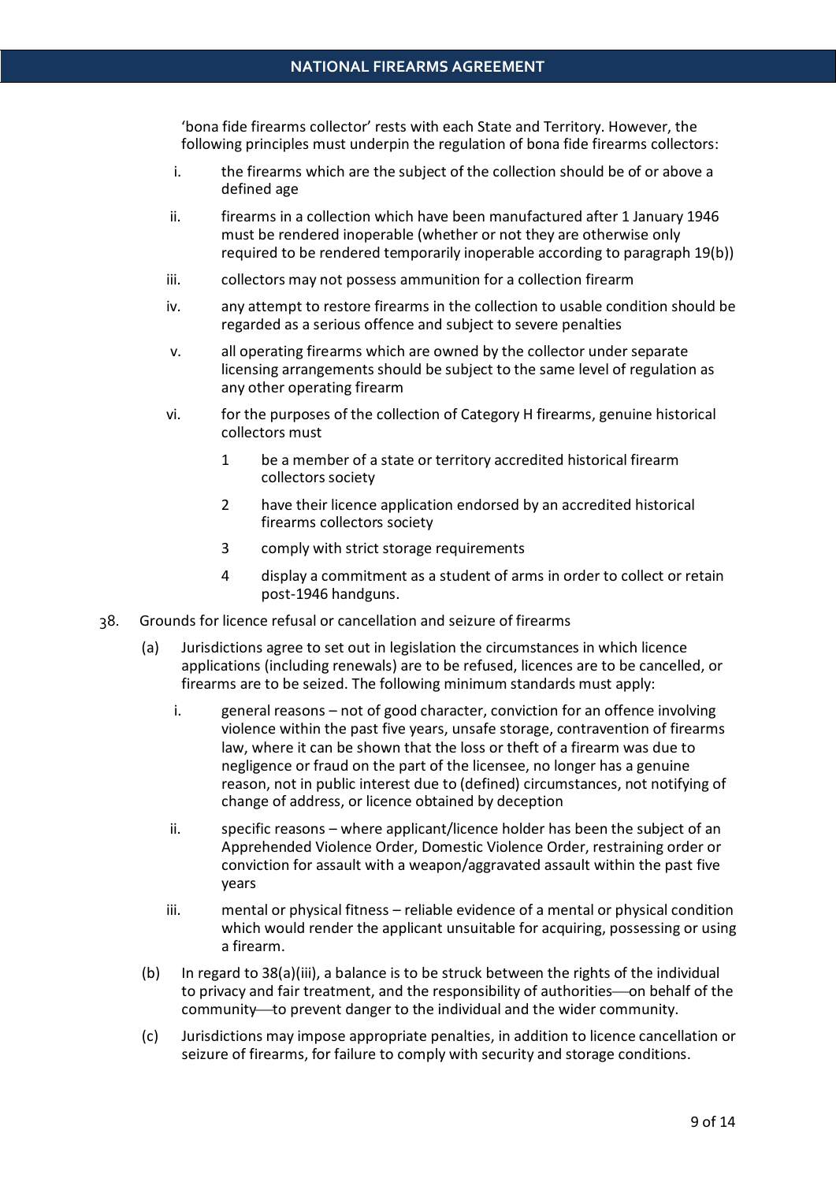'bona fide firearms collector' rests with each State and Territory. However, the following principles must underpin the regulation of bona fide firearms collectors:

i. the firearms which are the subject of the collection should be of or above a defined age

ii. firearms in a collection which have been manufactured after 1 January 1946 must be rendered inoperable (whether or not they are otherwise only required to be rendered temporarily inoperable according to paragraph 19(b))

iii. collectors may not possess ammunition for a collection firearm

iv. any attempt to restore firearms in the collection to usable condition should be regarded as a serious offence and subject to severe penalties

v. all operating firearms which are owned by the collector under separate licensing arrangements should be subject to the same level of regulation as any other operating firearm

vi. for the purposes of the collection of Category H firearms, genuine historical collectors must

   1 be a member of a state or territory accredited historical firearm collectors society

   2 have their licence application endorsed by an accredited historical firearms collectors society

   3 comply with strict storage requirements

   4 display a commitment as a student of arms in order to collect or retain post-1946 handguns.

38. Grounds for licence refusal or cancellation and seizure of firearms

(a) Jurisdictions agree to set out in legislation the circumstances in which licence applications (including renewals) are to be refused, licences are to be cancelled, or firearms are to be seized. The following minimum standards must apply:

i. general reasons – not of good character, conviction for an offence involving violence within the past five years, unsafe storage, contravention of firearms law, where it can be shown that the loss or theft of a firearm was due to negligence or fraud on the part of the licensee, no longer has a genuine reason, not in public interest due to (defined) circumstances, not notifying of change of address, or licence obtained by deception

ii. specific reasons – where applicant/licence holder has been the subject of an Apprehended Violence Order, Domestic Violence Order, restraining order or conviction for assault with a weapon/aggravated assault within the past five years

iii. mental or physical fitness – reliable evidence of a mental or physical condition which would render the applicant unsuitable for acquiring, possessing or using a firearm.

(b) In regard to 38(a)(iii), a balance is to be struck between the rights of the individual to privacy and fair treatment, and the responsibility of authorities—on behalf of the community—to prevent danger to the individual and the wider community.

(c) Jurisdictions may impose appropriate penalties, in addition to licence cancellation or seizure of firearms, for failure to comply with security and storage conditions.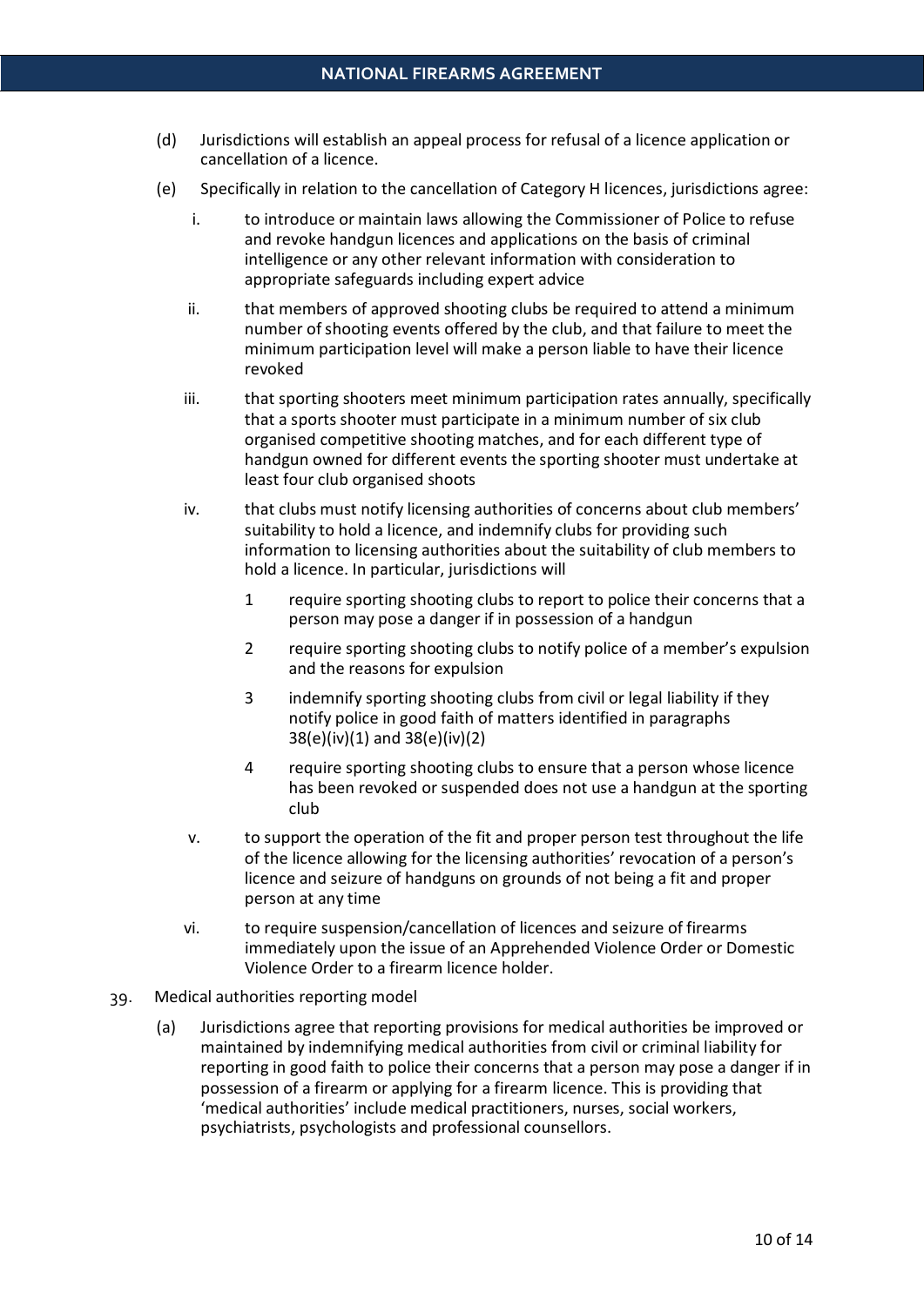(d) Jurisdictions will establish an appeal process for refusal of a licence application or cancellation of a licence.

(e) Specifically in relation to the cancellation of Category H licences, jurisdictions agree:

i. to introduce or maintain laws allowing the Commissioner of Police to refuse and revoke handgun licences and applications on the basis of criminal intelligence or any other relevant information with consideration to appropriate safeguards including expert advice

ii. that members of approved shooting clubs be required to attend a minimum number of shooting events offered by the club, and that failure to meet the minimum participation level will make a person liable to have their licence revoked

iii. that sporting shooters meet minimum participation rates annually, specifically that a sports shooter must participate in a minimum number of six club organised competitive shooting matches, and for each different type of handgun owned for different events the sporting shooter must undertake at least four club organised shoots

iv. that clubs must notify licensing authorities of concerns about club members' suitability to hold a licence, and indemnify clubs for providing such information to licensing authorities about the suitability of club members to hold a licence. In particular, jurisdictions will

1 require sporting shooting clubs to report to police their concerns that a person may pose a danger if in possession of a handgun

2 require sporting shooting clubs to notify police of a member's expulsion and the reasons for expulsion

3 indemnify sporting shooting clubs from civil or legal liability if they notify police in good faith of matters identified in paragraphs 38(e)(iv)(1) and 38(e)(iv)(2)

4 require sporting shooting clubs to ensure that a person whose licence has been revoked or suspended does not use a handgun at the sporting club

v. to support the operation of the fit and proper person test throughout the life of the licence allowing for the licensing authorities' revocation of a person's licence and seizure of handguns on grounds of not being a fit and proper person at any time

vi. to require suspension/cancellation of licences and seizure of firearms immediately upon the issue of an Apprehended Violence Order or Domestic Violence Order to a firearm licence holder.

39. Medical authorities reporting model

(a) Jurisdictions agree that reporting provisions for medical authorities be improved or maintained by indemnifying medical authorities from civil or criminal liability for reporting in good faith to police their concerns that a person may pose a danger if in possession of a firearm or applying for a firearm licence. This is providing that 'medical authorities' include medical practitioners, nurses, social workers, psychiatrists, psychologists and professional counsellors.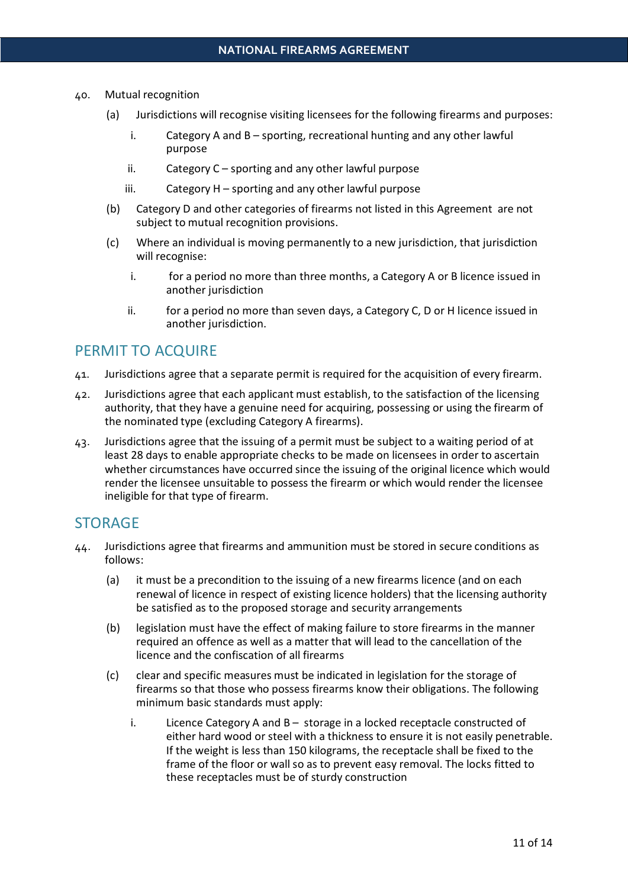40. Mutual recognition

    (a) Jurisdictions will recognise visiting licensees for the following firearms and purposes:

        i. Category A and B – sporting, recreational hunting and any other lawful purpose

        ii. Category C – sporting and any other lawful purpose

        iii. Category H – sporting and any other lawful purpose

    (b) Category D and other categories of firearms not listed in this Agreement are not subject to mutual recognition provisions.

    (c) Where an individual is moving permanently to a new jurisdiction, that jurisdiction will recognise:

        i. for a period no more than three months, a Category A or B licence issued in another jurisdiction

        ii. for a period no more than seven days, a Category C, D or H licence issued in another jurisdiction.

## PERMIT TO ACQUIRE

41. Jurisdictions agree that a separate permit is required for the acquisition of every firearm.

42. Jurisdictions agree that each applicant must establish, to the satisfaction of the licensing authority, that they have a genuine need for acquiring, possessing or using the firearm of the nominated type (excluding Category A firearms).

43. Jurisdictions agree that the issuing of a permit must be subject to a waiting period of at least 28 days to enable appropriate checks to be made on licensees in order to ascertain whether circumstances have occurred since the issuing of the original licence which would render the licensee unsuitable to possess the firearm or which would render the licensee ineligible for that type of firearm.

## STORAGE

44. Jurisdictions agree that firearms and ammunition must be stored in secure conditions as follows:

    (a) it must be a precondition to the issuing of a new firearms licence (and on each renewal of licence in respect of existing licence holders) that the licensing authority be satisfied as to the proposed storage and security arrangements

    (b) legislation must have the effect of making failure to store firearms in the manner required an offence as well as a matter that will lead to the cancellation of the licence and the confiscation of all firearms

    (c) clear and specific measures must be indicated in legislation for the storage of firearms so that those who possess firearms know their obligations. The following minimum basic standards must apply:

        i. Licence Category A and B – storage in a locked receptacle constructed of either hard wood or steel with a thickness to ensure it is not easily penetrable. If the weight is less than 150 kilograms, the receptacle shall be fixed to the frame of the floor or wall so as to prevent easy removal. The locks fitted to these receptacles must be of sturdy construction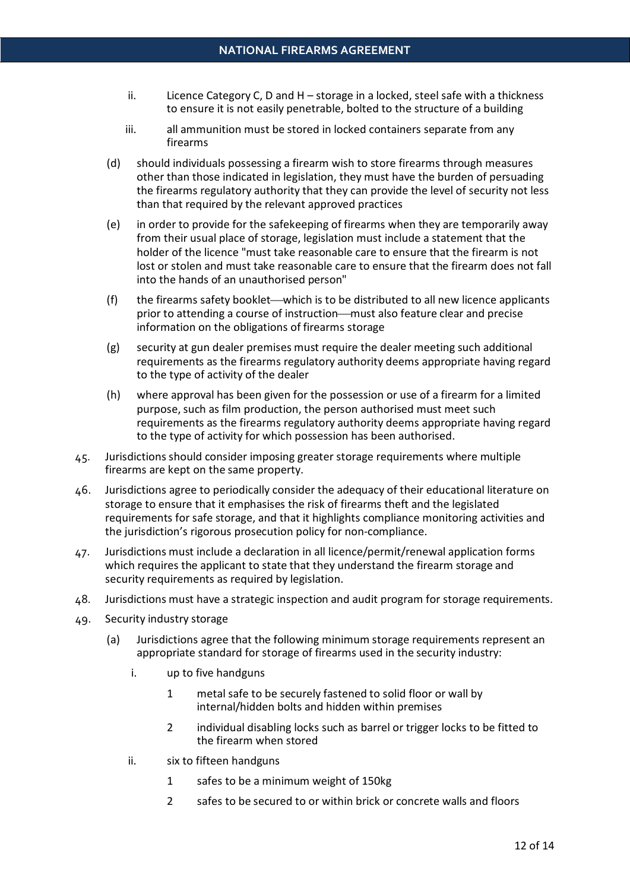ii. Licence Category C, D and H – storage in a locked, steel safe with a thickness to ensure it is not easily penetrable, bolted to the structure of a building

   iii. all ammunition must be stored in locked containers separate from any firearms

(d) should individuals possessing a firearm wish to store firearms through measures other than those indicated in legislation, they must have the burden of persuading the firearms regulatory authority that they can provide the level of security not less than that required by the relevant approved practices

(e) in order to provide for the safekeeping of firearms when they are temporarily away from their usual place of storage, legislation must include a statement that the holder of the licence "must take reasonable care to ensure that the firearm is not lost or stolen and must take reasonable care to ensure that the firearm does not fall into the hands of an unauthorised person"

(f) the firearms safety booklet—which is to be distributed to all new licence applicants prior to attending a course of instruction—must also feature clear and precise information on the obligations of firearms storage

(g) security at gun dealer premises must require the dealer meeting such additional requirements as the firearms regulatory authority deems appropriate having regard to the type of activity of the dealer

(h) where approval has been given for the possession or use of a firearm for a limited purpose, such as film production, the person authorised must meet such requirements as the firearms regulatory authority deems appropriate having regard to the type of activity for which possession has been authorised.

45. Jurisdictions should consider imposing greater storage requirements where multiple firearms are kept on the same property.

46. Jurisdictions agree to periodically consider the adequacy of their educational literature on storage to ensure that it emphasises the risk of firearms theft and the legislated requirements for safe storage, and that it highlights compliance monitoring activities and the jurisdiction's rigorous prosecution policy for non-compliance.

47. Jurisdictions must include a declaration in all licence/permit/renewal application forms which requires the applicant to state that they understand the firearm storage and security requirements as required by legislation.

48. Jurisdictions must have a strategic inspection and audit program for storage requirements.

49. Security industry storage

   (a) Jurisdictions agree that the following minimum storage requirements represent an appropriate standard for storage of firearms used in the security industry:

      i. up to five handguns

         1 metal safe to be securely fastened to solid floor or wall by internal/hidden bolts and hidden within premises

         2 individual disabling locks such as barrel or trigger locks to be fitted to the firearm when stored

      ii. six to fifteen handguns

         1 safes to be a minimum weight of 150kg

         2 safes to be secured to or within brick or concrete walls and floors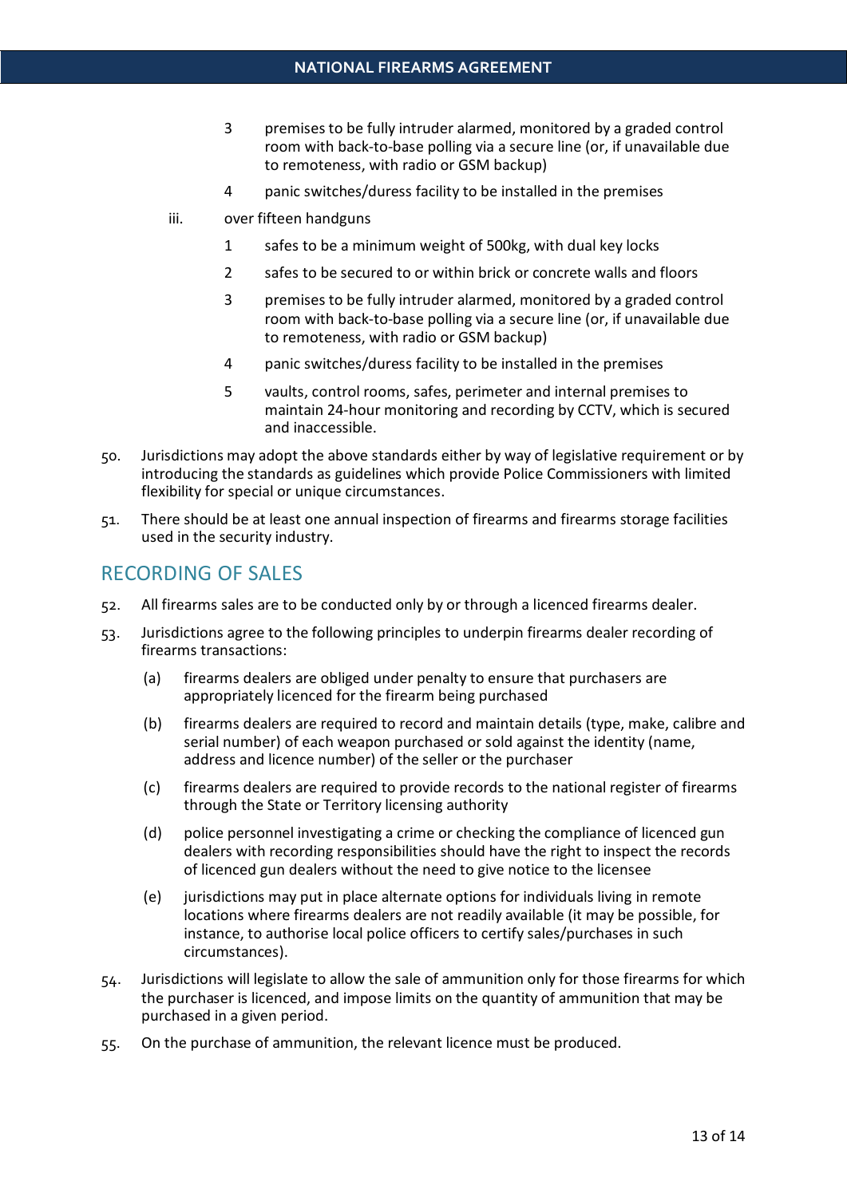3. premises to be fully intruder alarmed, monitored by a graded control room with back-to-base polling via a secure line (or, if unavailable due to remoteness, with radio or GSM backup)
4. panic switches/duress facility to be installed in the premises

iii. over fifteen handguns

1. safes to be a minimum weight of 500kg, with dual key locks
2. safes to be secured to or within brick or concrete walls and floors
3. premises to be fully intruder alarmed, monitored by a graded control room with back-to-base polling via a secure line (or, if unavailable due to remoteness, with radio or GSM backup)
4. panic switches/duress facility to be installed in the premises
5. vaults, control rooms, safes, perimeter and internal premises to maintain 24-hour monitoring and recording by CCTV, which is secured and inaccessible.

50. Jurisdictions may adopt the above standards either by way of legislative requirement or by introducing the standards as guidelines which provide Police Commissioners with limited flexibility for special or unique circumstances.

51. There should be at least one annual inspection of firearms and firearms storage facilities used in the security industry.

## RECORDING OF SALES

52. All firearms sales are to be conducted only by or through a licenced firearms dealer.

53. Jurisdictions agree to the following principles to underpin firearms dealer recording of firearms transactions:

    (a) firearms dealers are obliged under penalty to ensure that purchasers are appropriately licenced for the firearm being purchased

    (b) firearms dealers are required to record and maintain details (type, make, calibre and serial number) of each weapon purchased or sold against the identity (name, address and licence number) of the seller or the purchaser

    (c) firearms dealers are required to provide records to the national register of firearms through the State or Territory licensing authority

    (d) police personnel investigating a crime or checking the compliance of licenced gun dealers with recording responsibilities should have the right to inspect the records of licenced gun dealers without the need to give notice to the licensee

    (e) jurisdictions may put in place alternate options for individuals living in remote locations where firearms dealers are not readily available (it may be possible, for instance, to authorise local police officers to certify sales/purchases in such circumstances).

54. Jurisdictions will legislate to allow the sale of ammunition only for those firearms for which the purchaser is licenced, and impose limits on the quantity of ammunition that may be purchased in a given period.

55. On the purchase of ammunition, the relevant licence must be produced.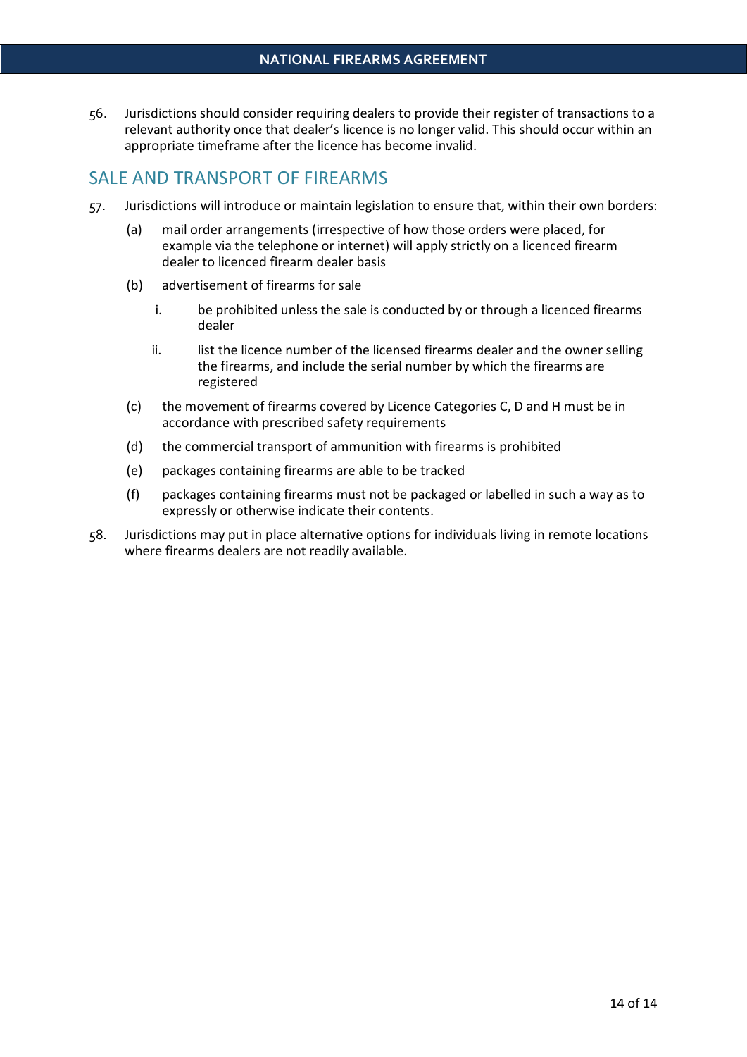56. Jurisdictions should consider requiring dealers to provide their register of transactions to a relevant authority once that dealer's licence is no longer valid. This should occur within an appropriate timeframe after the licence has become invalid.

## SALE AND TRANSPORT OF FIREARMS

57. Jurisdictions will introduce or maintain legislation to ensure that, within their own borders:

    (a) mail order arrangements (irrespective of how those orders were placed, for example via the telephone or internet) will apply strictly on a licenced firearm dealer to licenced firearm dealer basis

    (b) advertisement of firearms for sale

    i. be prohibited unless the sale is conducted by or through a licenced firearms dealer

    ii. list the licence number of the licensed firearms dealer and the owner selling the firearms, and include the serial number by which the firearms are registered

    (c) the movement of firearms covered by Licence Categories C, D and H must be in accordance with prescribed safety requirements

    (d) the commercial transport of ammunition with firearms is prohibited

    (e) packages containing firearms are able to be tracked

    (f) packages containing firearms must not be packaged or labelled in such a way as to expressly or otherwise indicate their contents.

58. Jurisdictions may put in place alternative options for individuals living in remote locations where firearms dealers are not readily available.